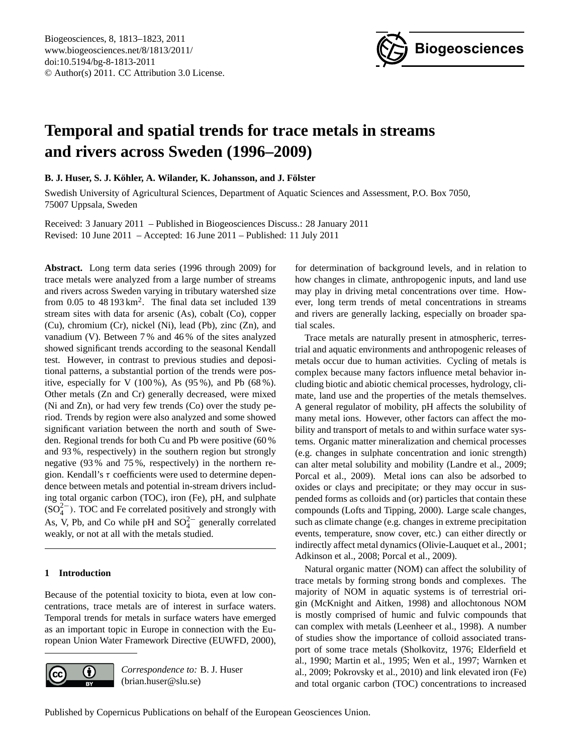# Temporal and spatial trends for trace metals in streams and rivers across Sweden (1996–2009)

**B. J. Huser, S. J. Köhler, A. Wilander, K. Johansson, and J. Fölster**

Swedish University of Agricultural Sciences, Department of Aquatic Sciences and Assessment, P.O. Box 7050, 75007 Uppsala, Sweden

Received: 3 January 2011 – Published in Biogeosciences Discuss.: 28 January 2011
Revised: 10 June 2011 – Accepted: 16 June 2011 – Published: 11 July 2011

**Abstract.** Long term data series (1996 through 2009) for trace metals were analyzed from a large number of streams and rivers across Sweden varying in tributary watershed size from 0.05 to 48 193 $km^2$. The final data set included 139 stream sites with data for arsenic (As), cobalt (Co), copper (Cu), chromium (Cr), nickel (Ni), lead (Pb), zinc (Zn), and vanadium (V). Between 7 % and 46 % of the sites analyzed showed significant trends according to the seasonal Kendall test. However, in contrast to previous studies and depositional patterns, a substantial portion of the trends were positive, especially for V (100 %), As (95 %), and Pb (68 %). Other metals (Zn and Cr) generally decreased, were mixed (Ni and Zn), or had very few trends (Co) over the study period. Trends by region were also analyzed and some showed significant variation between the north and south of Sweden. Regional trends for both Cu and Pb were positive (60 % and 93 %, respectively) in the southern region but strongly negative (93 % and 75 %, respectively) in the northern region. Kendall's $\tau$ coefficients were used to determine dependence between metals and potential in-stream drivers including total organic carbon (TOC), iron (Fe), pH, and sulphate ($SO_4^{2-}$). TOC and Fe correlated positively and strongly with As, V, Pb, and Co while pH and $SO_4^{2-}$ generally correlated weakly, or not at all with the metals studied.

## 1 Introduction

Because of the potential toxicity to biota, even at low concentrations, trace metals are of interest in surface waters. Temporal trends for metals in surface waters have emerged as an important topic in Europe in connection with the European Union Water Framework Directive (EUWFD, 2000), for determination of background levels, and in relation to how changes in climate, anthropogenic inputs, and land use may play in driving metal concentrations over time. However, long term trends of metal concentrations in streams and rivers are generally lacking, especially on broader spatial scales.

Trace metals are naturally present in atmospheric, terrestrial and aquatic environments and anthropogenic releases of metals occur due to human activities. Cycling of metals is complex because many factors influence metal behavior including biotic and abiotic chemical processes, hydrology, climate, land use and the properties of the metals themselves. A general regulator of mobility, pH affects the solubility of many metal ions. However, other factors can affect the mobility and transport of metals to and within surface water systems. Organic matter mineralization and chemical processes (e.g. changes in sulphate concentration and ionic strength) can alter metal solubility and mobility (Landre et al., 2009; Porcal et al., 2009). Metal ions can also be adsorbed to oxides or clays and precipitate; or they may occur in suspended forms as colloids and (or) particles that contain these compounds (Lofts and Tipping, 2000). Large scale changes, such as climate change (e.g. changes in extreme precipitation events, temperature, snow cover, etc.) can either directly or indirectly affect metal dynamics (Olivie-Lauquet et al., 2001; Adkinson et al., 2008; Porcal et al., 2009).

Natural organic matter (NOM) can affect the solubility of trace metals by forming strong bonds and complexes. The majority of NOM in aquatic systems is of terrestrial origin (McKnight and Aitken, 1998) and allochtonous NOM is mostly comprised of humic and fulvic compounds that can complex with metals (Leenheer et al., 1998). A number of studies show the importance of colloid associated transport of some trace metals (Sholkovitz, 1976; Elderfield et al., 1990; Martin et al., 1995; Wen et al., 1997; Warnken et al., 2009; Pokrovsky et al., 2010) and link elevated iron (Fe) and total organic carbon (TOC) concentrations to increased

*Correspondence to:* B. J. Huser (brian.huser@slu.se)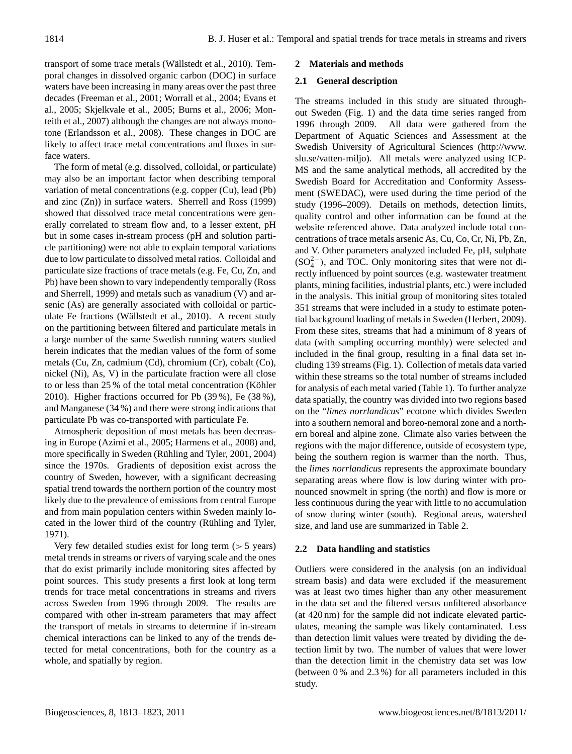transport of some trace metals (Wällstedt et al., 2010). Temporal changes in dissolved organic carbon (DOC) in surface waters have been increasing in many areas over the past three decades (Freeman et al., 2001; Worrall et al., 2004; Evans et al., 2005; Skjelkvale et al., 2005; Burns et al., 2006; Monteith et al., 2007) although the changes are not always monotone (Erlandsson et al., 2008). These changes in DOC are likely to affect trace metal concentrations and fluxes in surface waters.

The form of metal (e.g. dissolved, colloidal, or particulate) may also be an important factor when describing temporal variation of metal concentrations (e.g. copper (Cu), lead (Pb) and zinc (Zn)) in surface waters. Sherrell and Ross (1999) showed that dissolved trace metal concentrations were generally correlated to stream flow and, to a lesser extent, pH but in some cases in-stream process (pH and solution particle partitioning) were not able to explain temporal variations due to low particulate to dissolved metal ratios. Colloidal and particulate size fractions of trace metals (e.g. Fe, Cu, Zn, and Pb) have been shown to vary independently temporally (Ross and Sherrell, 1999) and metals such as vanadium (V) and arsenic (As) are generally associated with colloidal or particulate Fe fractions (Wällstedt et al., 2010). A recent study on the partitioning between filtered and particulate metals in a large number of the same Swedish running waters studied herein indicates that the median values of the form of some metals (Cu, Zn, cadmium (Cd), chromium (Cr), cobalt (Co), nickel (Ni), As, V) in the particulate fraction were all close to or less than 25 % of the total metal concentration (Köhler 2010). Higher fractions occurred for Pb (39 %), Fe (38 %), and Manganese (34 %) and there were strong indications that particulate Pb was co-transported with particulate Fe.

Atmospheric deposition of most metals has been decreasing in Europe (Azimi et al., 2005; Harmens et al., 2008) and, more specifically in Sweden (Rühling and Tyler, 2001, 2004) since the 1970s. Gradients of deposition exist across the country of Sweden, however, with a significant decreasing spatial trend towards the northern portion of the country most likely due to the prevalence of emissions from central Europe and from main population centers within Sweden mainly located in the lower third of the country (Rühling and Tyler, 1971).

Very few detailed studies exist for long term (> 5 years) metal trends in streams or rivers of varying scale and the ones that do exist primarily include monitoring sites affected by point sources. This study presents a first look at long term trends for trace metal concentrations in streams and rivers across Sweden from 1996 through 2009. The results are compared with other in-stream parameters that may affect the transport of metals in streams to determine if in-stream chemical interactions can be linked to any of the trends detected for metal concentrations, both for the country as a whole, and spatially by region.

## 2 Materials and methods

### 2.1 General description

The streams included in this study are situated throughout Sweden (Fig. 1) and the data time series ranged from 1996 through 2009. All data were gathered from the Department of Aquatic Sciences and Assessment at the Swedish University of Agricultural Sciences (http://www.slu.se/vatten-miljo). All metals were analyzed using ICP-MS and the same analytical methods, all accredited by the Swedish Board for Accreditation and Conformity Assessment (SWEDAC), were used during the time period of the study (1996–2009). Details on methods, detection limits, quality control and other information can be found at the website referenced above. Data analyzed include total concentrations of trace metals arsenic As, Cu, Co, Cr, Ni, Pb, Zn, and V. Other parameters analyzed included Fe, pH, sulphate ($SO_4^{2-}$), and TOC. Only monitoring sites that were not directly influenced by point sources (e.g. wastewater treatment plants, mining facilities, industrial plants, etc.) were included in the analysis. This initial group of monitoring sites totaled 351 streams that were included in a study to estimate potential background loading of metals in Sweden (Herbert, 2009). From these sites, streams that had a minimum of 8 years of data (with sampling occurring monthly) were selected and included in the final group, resulting in a final data set including 139 streams (Fig. 1). Collection of metals data varied within these streams so the total number of streams included for analysis of each metal varied (Table 1). To further analyze data spatially, the country was divided into two regions based on the "*limes norrlandicus*" ecotone which divides Sweden into a southern nemoral and boreo-nemoral zone and a northern boreal and alpine zone. Climate also varies between the regions with the major difference, outside of ecosystem type, being the southern region is warmer than the north. Thus, the *limes norrlandicus* represents the approximate boundary separating areas where flow is low during winter with pronounced snowmelt in spring (the north) and flow is more or less continuous during the year with little to no accumulation of snow during winter (south). Regional areas, watershed size, and land use are summarized in Table 2.

### 2.2 Data handling and statistics

Outliers were considered in the analysis (on an individual stream basis) and data were excluded if the measurement was at least two times higher than any other measurement in the data set and the filtered versus unfiltered absorbance (at 420 nm) for the sample did not indicate elevated particulates, meaning the sample was likely contaminated. Less than detection limit values were treated by dividing the detection limit by two. The number of values that were lower than the detection limit in the chemistry data set was low (between 0 % and 2.3 %) for all parameters included in this study.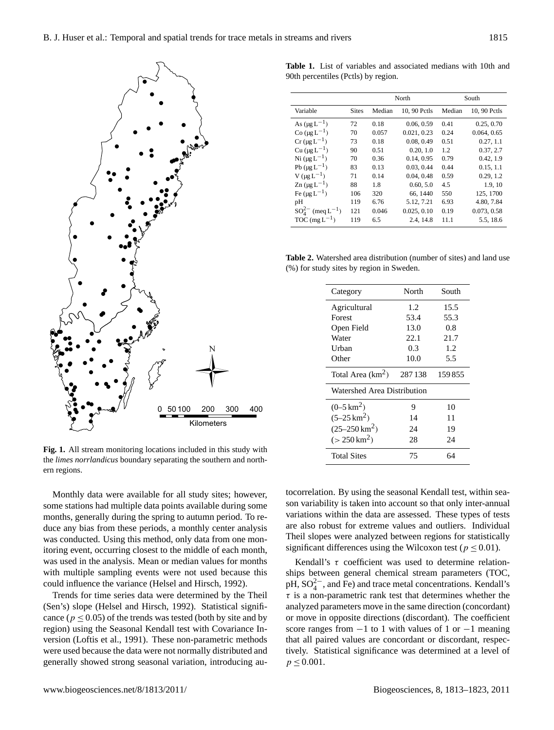**Fig. 1.** All stream monitoring locations included in this study with the *limes norrlandicus* boundary separating the southern and northern regions.

Monthly data were available for all study sites; however, some stations had multiple data points available during some months, generally during the spring to autumn period. To reduce any bias from these periods, a monthly center analysis was conducted. Using this method, only data from one monitoring event, occurring closest to the middle of each month, was used in the analysis. Mean or median values for months with multiple sampling events were not used because this could influence the variance (Helsel and Hirsch, 1992).

Trends for time series data were determined by the Theil (Sen's) slope (Helsel and Hirsch, 1992). Statistical significance ($p \leq 0.05$) of the trends was tested (both by site and by region) using the Seasonal Kendall test with Covariance Inversion (Loftis et al., 1991). These non-parametric methods were used because the data were not normally distributed and generally showed strong seasonal variation, introducing autocorrelation. By using the seasonal Kendall test, within season variability is taken into account so that only inter-annual variations within the data are assessed. These types of tests are also robust for extreme values and outliers. Individual Theil slopes were analyzed between regions for statistically significant differences using the Wilcoxon test ($p \leq 0.01$).

Kendall's $\tau$ coefficient was used to determine relationships between general chemical stream parameters (TOC, pH, $SO_4^{2-}$, and Fe) and trace metal concentrations. Kendall's $\tau$ is a non-parametric rank test that determines whether the analyzed parameters move in the same direction (concordant) or move in opposite directions (discordant). The coefficient score ranges from −1 to 1 with values of 1 or −1 meaning that all paired values are concordant or discordant, respectively. Statistical significance was determined at a level of $p \leq 0.001$.

**Table 1.** List of variables and associated medians with 10th and 90th percentiles (Pctls) by region.

| | | North | | South | |
|---|---|---|---|---|---|
| Variable | Sites | Median | 10, 90 Pctls | Median | 10, 90 Pctls |
| As ($\mu g\,L^{-1}$) | 72 | 0.18 | 0.06, 0.59 | 0.41 | 0.25, 0.70 |
| Co ($\mu g\,L^{-1}$) | 70 | 0.057 | 0.021, 0.23 | 0.24 | 0.064, 0.65 |
| Cr ($\mu g\,L^{-1}$) | 73 | 0.18 | 0.08, 0.49 | 0.51 | 0.27, 1.1 |
| Cu ($\mu g\,L^{-1}$) | 90 | 0.51 | 0.20, 1.0 | 1.2 | 0.37, 2.7 |
| Ni ($\mu g\,L^{-1}$) | 70 | 0.36 | 0.14, 0.95 | 0.79 | 0.42, 1.9 |
| Pb ($\mu g\,L^{-1}$) | 83 | 0.13 | 0.03, 0.44 | 0.44 | 0.15, 1.1 |
| V ($\mu g\,L^{-1}$) | 71 | 0.14 | 0.04, 0.48 | 0.59 | 0.29, 1.2 |
| Zn ($\mu g\,L^{-1}$) | 88 | 1.8 | 0.60, 5.0 | 4.5 | 1.9, 10 |
| Fe ($\mu g\,L^{-1}$) | 106 | 320 | 66, 1440 | 550 | 125, 1700 |
| pH | 119 | 6.76 | 5.12, 7.21 | 6.93 | 4.80, 7.84 |
| $SO_4^{2-}$ ($meq\,L^{-1}$) | 121 | 0.046 | 0.025, 0.10 | 0.19 | 0.073, 0.58 |
| TOC ($mg\,L^{-1}$) | 119 | 6.5 | 2.4, 14.8 | 11.1 | 5.5, 18.6 |

**Table 2.** Watershed area distribution (number of sites) and land use (%) for study sites by region in Sweden.

| Category | North | South |
|---|---|---|
| Agricultural | 1.2 | 15.5 |
| Forest | 53.4 | 55.3 |
| Open Field | 13.0 | 0.8 |
| Water | 22.1 | 21.7 |
| Urban | 0.3 | 1.2 |
| Other | 10.0 | 5.5 |
| Total Area ($km^2$) | 287 138 | 159 855 |
| Watershed Area Distribution | | |
| (0–5 $km^2$) | 9 | 10 |
| (5–25 $km^2$) | 14 | 11 |
| (25–250 $km^2$) | 24 | 19 |
| (> 250 $km^2$) | 28 | 24 |
| Total Sites | 75 | 64 |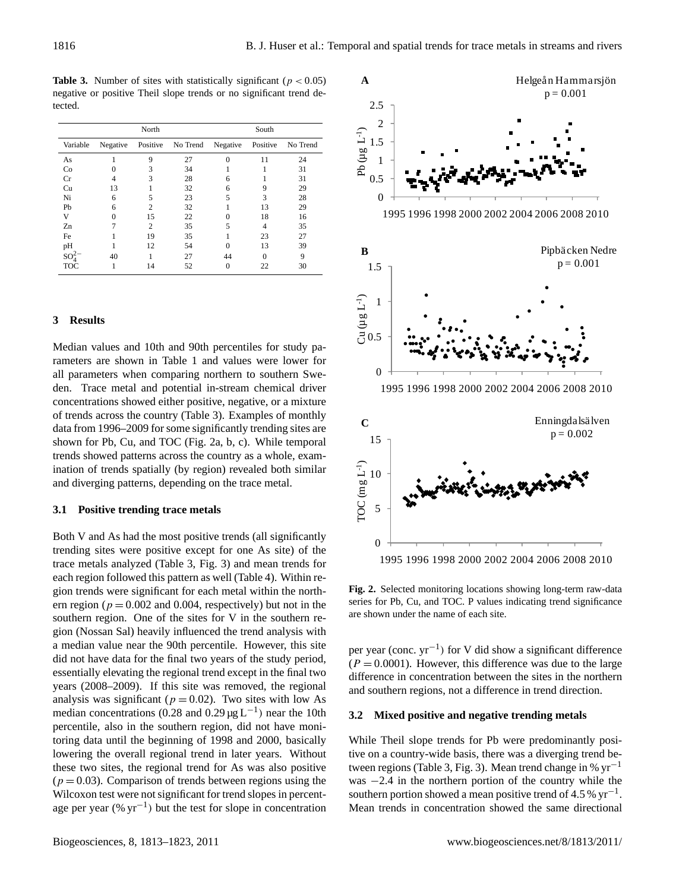**Table 3.** Number of sites with statistically significant ($p < 0.05$) negative or positive Theil slope trends or no significant trend detected.

| | North | | | South | | |
|---|---|---|---|---|---|---|
| Variable | Negative | Positive | No Trend | Negative | Positive | No Trend |
| As | 1 | 9 | 27 | 0 | 11 | 24 |
| Co | 0 | 3 | 34 | 1 | 1 | 31 |
| Cr | 4 | 3 | 28 | 6 | 1 | 31 |
| Cu | 13 | 1 | 32 | 6 | 9 | 29 |
| Ni | 6 | 5 | 23 | 5 | 3 | 28 |
| Pb | 6 | 2 | 32 | 1 | 13 | 29 |
| V | 0 | 15 | 22 | 0 | 18 | 16 |
| Zn | 7 | 2 | 35 | 5 | 4 | 35 |
| Fe | 1 | 19 | 35 | 1 | 23 | 27 |
| pH | 1 | 12 | 54 | 0 | 13 | 39 |
| $SO_4^{2-}$ | 40 | 1 | 27 | 44 | 0 | 9 |
| TOC | 1 | 14 | 52 | 0 | 22 | 30 |

## 3 Results

Median values and 10th and 90th percentiles for study parameters are shown in Table 1 and values were lower for all parameters when comparing northern to southern Sweden. Trace metal and potential in-stream chemical driver concentrations showed either positive, negative, or a mixture of trends across the country (Table 3). Examples of monthly data from 1996–2009 for some significantly trending sites are shown for Pb, Cu, and TOC (Fig. 2a, b, c). While temporal trends showed patterns across the country as a whole, examination of trends spatially (by region) revealed both similar and diverging patterns, depending on the trace metal.

### 3.1 Positive trending trace metals

Both V and As had the most positive trends (all significantly trending sites were positive except for one As site) of the trace metals analyzed (Table 3, Fig. 3) and mean trends for each region followed this pattern as well (Table 4). Within region trends were significant for each metal within the northern region ($p = 0.002$ and 0.004, respectively) but not in the southern region. One of the sites for V in the southern region (Nossan Sal) heavily influenced the trend analysis with a median value near the 90th percentile. However, this site did not have data for the final two years of the study period, essentially elevating the regional trend except in the final two years (2008–2009). If this site was removed, the regional analysis was significant ($p = 0.02$). Two sites with low As median concentrations (0.28 and 0.29 $\mu g\,L^{-1}$) near the 10th percentile, also in the southern region, did not have monitoring data until the beginning of 1998 and 2000, basically lowering the overall regional trend in later years. Without these two sites, the regional trend for As was also positive ($p = 0.03$). Comparison of trends between regions using the Wilcoxon test were not significant for trend slopes in percentage per year ($\%\,yr^{-1}$) but the test for slope in concentration per year (conc. $yr^{-1}$) for V did show a significant difference ($P = 0.0001$). However, this difference was due to the large difference in concentration between the sites in the northern and southern regions, not a difference in trend direction.

**Fig. 2.** Selected monitoring locations showing long-term raw-data series for Pb, Cu, and TOC. P values indicating trend significance are shown under the name of each site.

### 3.2 Mixed positive and negative trending metals

While Theil slope trends for Pb were predominantly positive on a country-wide basis, there was a diverging trend between regions (Table 3, Fig. 3). Mean trend change in $\%\,yr^{-1}$ was −2.4 in the northern portion of the country while the southern portion showed a mean positive trend of 4.5 $\%\,yr^{-1}$. Mean trends in concentration showed the same directional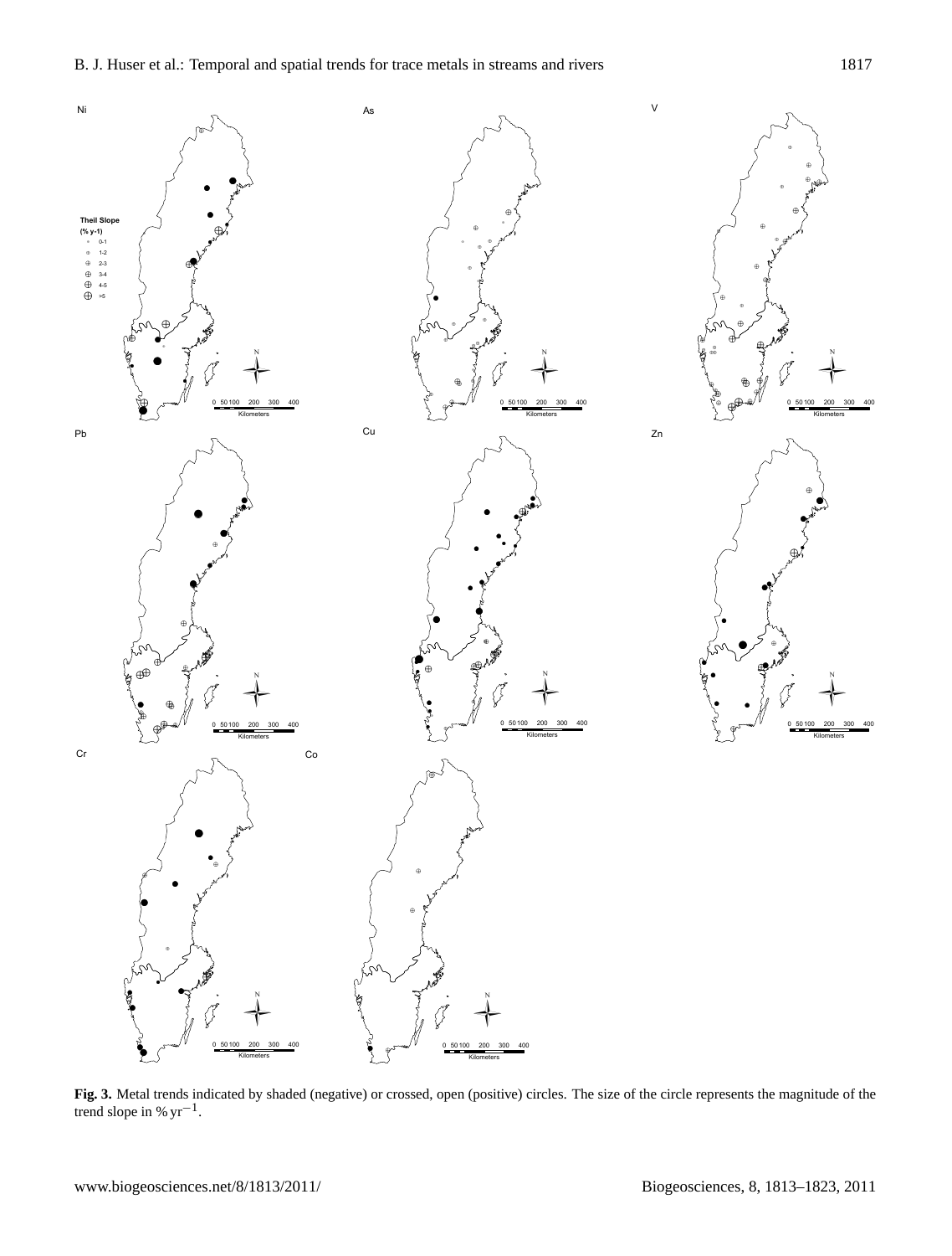**Fig. 3.** Metal trends indicated by shaded (negative) or crossed, open (positive) circles. The size of the circle represents the magnitude of the trend slope in $\% \, yr^{-1}$.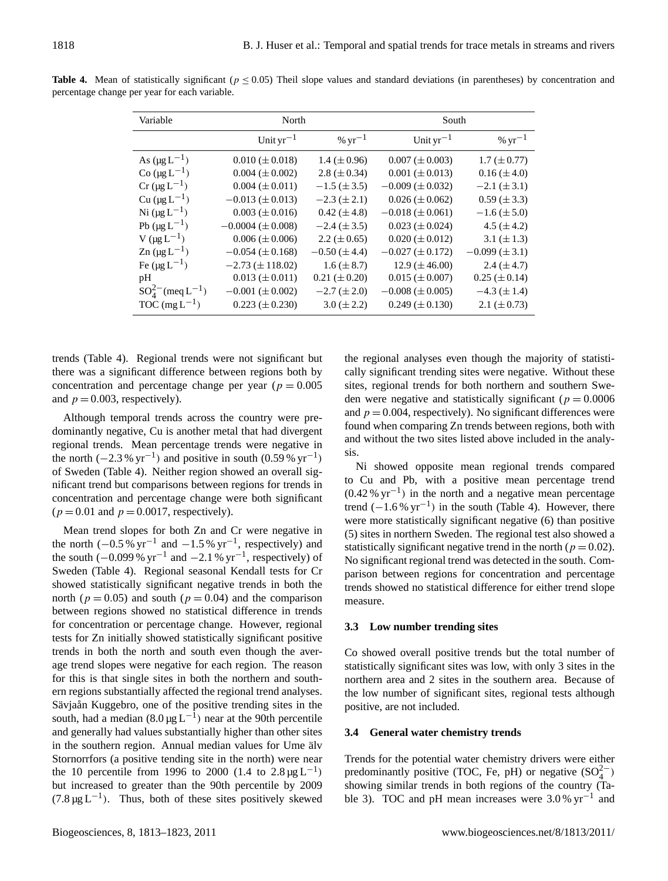**Table 4.** Mean of statistically significant ($p \leq 0.05$) Theil slope values and standard deviations (in parentheses) by concentration and percentage change per year for each variable.

| Variable | North | | South | |
|---|---|---|---|---|
| | Unit $yr^{-1}$ | % $yr^{-1}$ | Unit $yr^{-1}$ | % $yr^{-1}$ |
| As ($\mu g\,L^{-1}$) | 0.010 ($\pm$ 0.018) | 1.4 ($\pm$ 0.96) | 0.007 ($\pm$ 0.003) | 1.7 ($\pm$ 0.77) |
| Co ($\mu g\,L^{-1}$) | 0.004 ($\pm$ 0.002) | 2.8 ($\pm$ 0.34) | 0.001 ($\pm$ 0.013) | 0.16 ($\pm$ 4.0) |
| Cr ($\mu g\,L^{-1}$) | 0.004 ($\pm$ 0.011) | −1.5 ($\pm$ 3.5) | −0.009 ($\pm$ 0.032) | −2.1 ($\pm$ 3.1) |
| Cu ($\mu g\,L^{-1}$) | −0.013 ($\pm$ 0.013) | −2.3 ($\pm$ 2.1) | 0.026 ($\pm$ 0.062) | 0.59 ($\pm$ 3.3) |
| Ni ($\mu g\,L^{-1}$) | 0.003 ($\pm$ 0.016) | 0.42 ($\pm$ 4.8) | −0.018 ($\pm$ 0.061) | −1.6 ($\pm$ 5.0) |
| Pb ($\mu g\,L^{-1}$) | −0.0004 ($\pm$ 0.008) | −2.4 ($\pm$ 3.5) | 0.023 ($\pm$ 0.024) | 4.5 ($\pm$ 4.2) |
| V ($\mu g\,L^{-1}$) | 0.006 ($\pm$ 0.006) | 2.2 ($\pm$ 0.65) | 0.020 ($\pm$ 0.012) | 3.1 ($\pm$ 1.3) |
| Zn ($\mu g\,L^{-1}$) | −0.054 ($\pm$ 0.168) | −0.50 ($\pm$ 4.4) | −0.027 ($\pm$ 0.172) | −0.099 ($\pm$ 3.1) |
| Fe ($\mu g\,L^{-1}$) | −2.73 ($\pm$ 118.02) | 1.6 ($\pm$ 8.7) | 12.9 ($\pm$ 46.00) | 2.4 ($\pm$ 4.7) |
| pH | 0.013 ($\pm$ 0.011) | 0.21 ($\pm$ 0.20) | 0.015 ($\pm$ 0.007) | 0.25 ($\pm$ 0.14) |
| $SO_4^{2-}$ (meq $L^{-1}$) | −0.001 ($\pm$ 0.002) | −2.7 ($\pm$ 2.0) | −0.008 ($\pm$ 0.005) | −4.3 ($\pm$ 1.4) |
| TOC (mg $L^{-1}$) | 0.223 ($\pm$ 0.230) | 3.0 ($\pm$ 2.2) | 0.249 ($\pm$ 0.130) | 2.1 ($\pm$ 0.73) |

trends (Table 4). Regional trends were not significant but there was a significant difference between regions both by concentration and percentage change per year ($p = 0.005$ and $p = 0.003$, respectively).

Although temporal trends across the country were predominantly negative, Cu is another metal that had divergent regional trends. Mean percentage trends were negative in the north (−2.3 % $yr^{-1}$) and positive in south (0.59 % $yr^{-1}$) of Sweden (Table 4). Neither region showed an overall significant trend but comparisons between regions for trends in concentration and percentage change were both significant ($p = 0.01$ and $p = 0.0017$, respectively).

Mean trend slopes for both Zn and Cr were negative in the north (−0.5 % $yr^{-1}$ and −1.5 % $yr^{-1}$, respectively) and the south (−0.099 % $yr^{-1}$ and −2.1 % $yr^{-1}$, respectively) of Sweden (Table 4). Regional seasonal Kendall tests for Cr showed statistically significant negative trends in both the north ($p = 0.05$) and south ($p = 0.04$) and the comparison between regions showed no statistical difference in trends for concentration or percentage change. However, regional tests for Zn initially showed statistically significant positive trends in both the north and south even though the average trend slopes were negative for each region. The reason for this is that single sites in both the northern and southern regions substantially affected the regional trend analyses. Sävjaån Kuggebro, one of the positive trending sites in the south, had a median (8.0 $\mu g\,L^{-1}$) near at the 90th percentile and generally had values substantially higher than other sites in the southern region. Annual median values for Ume älv Stornorrfors (a positive tending site in the north) were near the 10 percentile from 1996 to 2000 (1.4 to 2.8 $\mu g\,L^{-1}$) but increased to greater than the 90th percentile by 2009 (7.8 $\mu g\,L^{-1}$). Thus, both of these sites positively skewed the regional analyses even though the majority of statistically significant trending sites were negative. Without these sites, regional trends for both northern and southern Sweden were negative and statistically significant ($p = 0.0006$ and $p = 0.004$, respectively). No significant differences were found when comparing Zn trends between regions, both with and without the two sites listed above included in the analysis.

Ni showed opposite mean regional trends compared to Cu and Pb, with a positive mean percentage trend (0.42 % $yr^{-1}$) in the north and a negative mean percentage trend (−1.6 % $yr^{-1}$) in the south (Table 4). However, there were more statistically significant negative (6) than positive (5) sites in northern Sweden. The regional test also showed a statistically significant negative trend in the north ($p = 0.02$). No significant regional trend was detected in the south. Comparison between regions for concentration and percentage trends showed no statistical difference for either trend slope measure.

### 3.3 Low number trending sites

Co showed overall positive trends but the total number of statistically significant sites was low, with only 3 sites in the northern area and 2 sites in the southern area. Because of the low number of significant sites, regional tests although positive, are not included.

### 3.4 General water chemistry trends

Trends for the potential water chemistry drivers were either predominantly positive (TOC, Fe, pH) or negative ($SO_4^{2-}$) showing similar trends in both regions of the country (Table 3). TOC and pH mean increases were 3.0 % $yr^{-1}$ and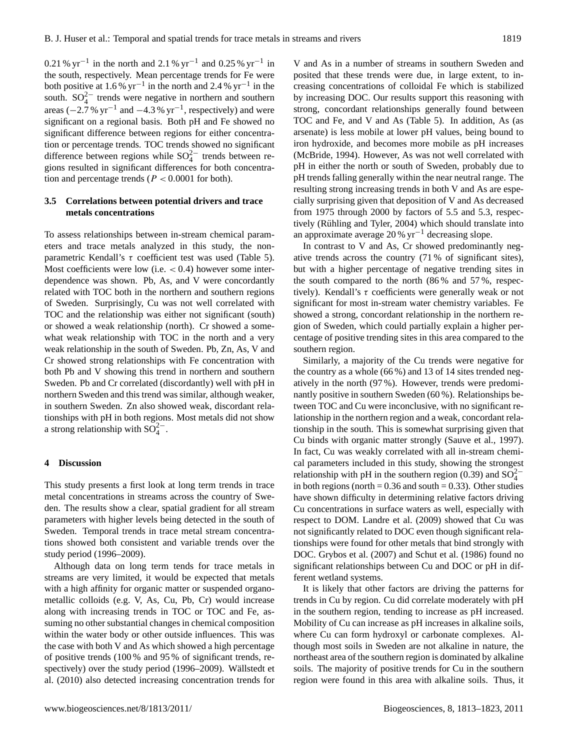0.21 % $yr^{-1}$ in the north and 2.1 % $yr^{-1}$ and 0.25 % $yr^{-1}$ in the south, respectively. Mean percentage trends for Fe were both positive at 1.6 % $yr^{-1}$ in the north and 2.4 % $yr^{-1}$ in the south. $SO_4^{2-}$ trends were negative in northern and southern areas (−2.7 % $yr^{-1}$ and −4.3 % $yr^{-1}$, respectively) and were significant on a regional basis. Both pH and Fe showed no significant difference between regions for either concentration or percentage trends. TOC trends showed no significant difference between regions while $SO_4^{2-}$ trends between regions resulted in significant differences for both concentration and percentage trends ($P < 0.0001$ for both).

### 3.5 Correlations between potential drivers and trace metals concentrations

To assess relationships between in-stream chemical parameters and trace metals analyzed in this study, the non-parametric Kendall's $\tau$ coefficient test was used (Table 5). Most coefficients were low (i.e. $< 0.4$) however some interdependence was shown. Pb, As, and V were concordantly related with TOC both in the northern and southern regions of Sweden. Surprisingly, Cu was not well correlated with TOC and the relationship was either not significant (south) or showed a weak relationship (north). Cr showed a somewhat weak relationship with TOC in the north and a very weak relationship in the south of Sweden. Pb, Zn, As, V and Cr showed strong relationships with Fe concentration with both Pb and V showing this trend in northern and southern Sweden. Pb and Cr correlated (discordantly) well with pH in northern Sweden and this trend was similar, although weaker, in southern Sweden. Zn also showed weak, discordant relationships with pH in both regions. Most metals did not show a strong relationship with $SO_4^{2-}$.

## 4 Discussion

This study presents a first look at long term trends in trace metal concentrations in streams across the country of Sweden. The results show a clear, spatial gradient for all stream parameters with higher levels being detected in the south of Sweden. Temporal trends in trace metal stream concentrations showed both consistent and variable trends over the study period (1996–2009).

Although data on long term tends for trace metals in streams are very limited, it would be expected that metals with a high affinity for organic matter or suspended organo-metallic colloids (e.g. V, As, Cu, Pb, Cr) would increase along with increasing trends in TOC or TOC and Fe, assuming no other substantial changes in chemical composition within the water body or other outside influences. This was the case with both V and As which showed a high percentage of positive trends (100 % and 95 % of significant trends, respectively) over the study period (1996–2009). Wällstedt et al. (2010) also detected increasing concentration trends for V and As in a number of streams in southern Sweden and posited that these trends were due, in large extent, to increasing concentrations of colloidal Fe which is stabilized by increasing DOC. Our results support this reasoning with strong, concordant relationships generally found between TOC and Fe, and V and As (Table 5). In addition, As (as arsenate) is less mobile at lower pH values, being bound to iron hydroxide, and becomes more mobile as pH increases (McBride, 1994). However, As was not well correlated with pH in either the north or south of Sweden, probably due to pH trends falling generally within the near neutral range. The resulting strong increasing trends in both V and As are especially surprising given that deposition of V and As decreased from 1975 through 2000 by factors of 5.5 and 5.3, respectively (Rühling and Tyler, 2004) which should translate into an approximate average 20 % $yr^{-1}$ decreasing slope.

In contrast to V and As, Cr showed predominantly negative trends across the country (71 % of significant sites), but with a higher percentage of negative trending sites in the south compared to the north (86 % and 57 %, respectively). Kendall's $\tau$ coefficients were generally weak or not significant for most in-stream water chemistry variables. Fe showed a strong, concordant relationship in the northern region of Sweden, which could partially explain a higher percentage of positive trending sites in this area compared to the southern region.

Similarly, a majority of the Cu trends were negative for the country as a whole (66 %) and 13 of 14 sites trended negatively in the north (97 %). However, trends were predominantly positive in southern Sweden (60 %). Relationships between TOC and Cu were inconclusive, with no significant relationship in the northern region and a weak, concordant relationship in the south. This is somewhat surprising given that Cu binds with organic matter strongly (Sauve et al., 1997). In fact, Cu was weakly correlated with all in-stream chemical parameters included in this study, showing the strongest relationship with pH in the southern region (0.39) and $SO_4^{2-}$ in both regions (north = 0.36 and south = 0.33). Other studies have shown difficulty in determining relative factors driving Cu concentrations in surface waters as well, especially with respect to DOM. Landre et al. (2009) showed that Cu was not significantly related to DOC even though significant relationships were found for other metals that bind strongly with DOC. Grybos et al. (2007) and Schut et al. (1986) found no significant relationships between Cu and DOC or pH in different wetland systems.

It is likely that other factors are driving the patterns for trends in Cu by region. Cu did correlate moderately with pH in the southern region, tending to increase as pH increased. Mobility of Cu can increase as pH increases in alkaline soils, where Cu can form hydroxyl or carbonate complexes. Although most soils in Sweden are not alkaline in nature, the northeast area of the southern region is dominated by alkaline soils. The majority of positive trends for Cu in the southern region were found in this area with alkaline soils. Thus, it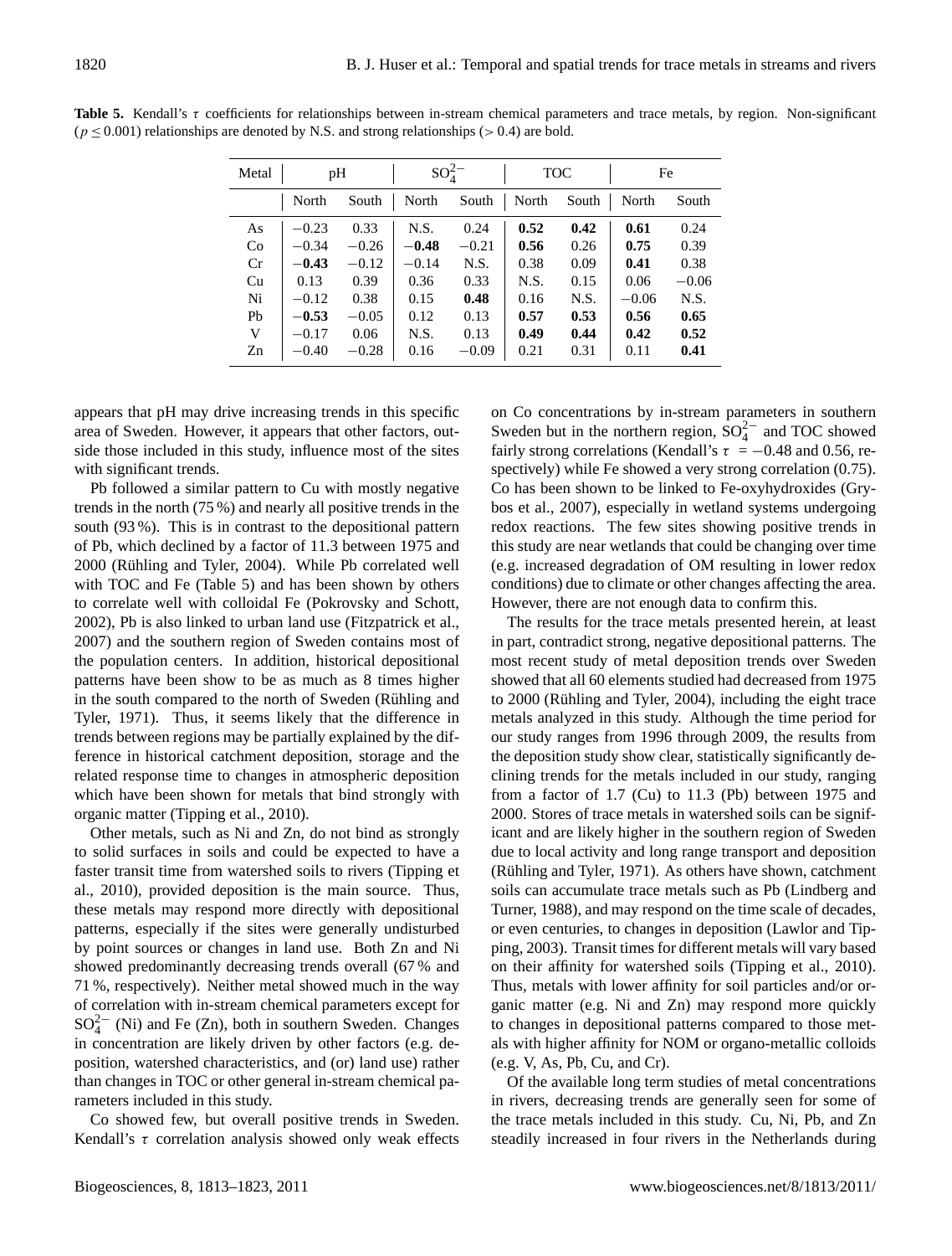**Table 5.** Kendall's $\tau$ coefficients for relationships between in-stream chemical parameters and trace metals, by region. Non-significant ($p \leq 0.001$) relationships are denoted by N.S. and strong relationships ($> 0.4$) are bold.

| Metal | pH | | $SO_4^{2-}$ | | TOC | | Fe | |
|---|---|---|---|---|---|---|---|---|
| | North | South | North | South | North | South | North | South |
| As | −0.23 | 0.33 | N.S. | 0.24 | **0.52** | **0.42** | **0.61** | 0.24 |
| Co | −0.34 | −0.26 | **−0.48** | −0.21 | **0.56** | 0.26 | **0.75** | 0.39 |
| Cr | **−0.43** | −0.12 | −0.14 | N.S. | 0.38 | 0.09 | **0.41** | 0.38 |
| Cu | 0.13 | 0.39 | 0.36 | 0.33 | N.S. | 0.15 | 0.06 | −0.06 |
| Ni | −0.12 | 0.38 | 0.15 | **0.48** | 0.16 | N.S. | −0.06 | N.S. |
| Pb | **−0.53** | −0.05 | 0.12 | 0.13 | **0.57** | **0.53** | **0.56** | **0.65** |
| V | −0.17 | 0.06 | N.S. | 0.13 | **0.49** | **0.44** | **0.42** | **0.52** |
| Zn | −0.40 | −0.28 | 0.16 | −0.09 | 0.21 | 0.31 | 0.11 | **0.41** |

appears that pH may drive increasing trends in this specific area of Sweden. However, it appears that other factors, outside those included in this study, influence most of the sites with significant trends.

Pb followed a similar pattern to Cu with mostly negative trends in the north (75 %) and nearly all positive trends in the south (93 %). This is in contrast to the depositional pattern of Pb, which declined by a factor of 11.3 between 1975 and 2000 (Rühling and Tyler, 2004). While Pb correlated well with TOC and Fe (Table 5) and has been shown by others to correlate well with colloidal Fe (Pokrovsky and Schott, 2002), Pb is also linked to urban land use (Fitzpatrick et al., 2007) and the southern region of Sweden contains most of the population centers. In addition, historical depositional patterns have been show to be as much as 8 times higher in the south compared to the north of Sweden (Rühling and Tyler, 1971). Thus, it seems likely that the difference in trends between regions may be partially explained by the difference in historical catchment deposition, storage and the related response time to changes in atmospheric deposition which have been shown for metals that bind strongly with organic matter (Tipping et al., 2010).

Other metals, such as Ni and Zn, do not bind as strongly to solid surfaces in soils and could be expected to have a faster transit time from watershed soils to rivers (Tipping et al., 2010), provided deposition is the main source. Thus, these metals may respond more directly with depositional patterns, especially if the sites were generally undisturbed by point sources or changes in land use. Both Zn and Ni showed predominantly decreasing trends overall (67 % and 71 %, respectively). Neither metal showed much in the way of correlation with in-stream chemical parameters except for $SO_4^{2-}$ (Ni) and Fe (Zn), both in southern Sweden. Changes in concentration are likely driven by other factors (e.g. deposition, watershed characteristics, and (or) land use) rather than changes in TOC or other general in-stream chemical parameters included in this study.

Co showed few, but overall positive trends in Sweden. Kendall's $\tau$ correlation analysis showed only weak effects on Co concentrations by in-stream parameters in southern Sweden but in the northern region, $SO_4^{2-}$ and TOC showed fairly strong correlations (Kendall's $\tau = -0.48$ and 0.56, respectively) while Fe showed a very strong correlation (0.75). Co has been shown to be linked to Fe-oxyhydroxides (Grybos et al., 2007), especially in wetland systems undergoing redox reactions. The few sites showing positive trends in this study are near wetlands that could be changing over time (e.g. increased degradation of OM resulting in lower redox conditions) due to climate or other changes affecting the area. However, there are not enough data to confirm this.

The results for the trace metals presented herein, at least in part, contradict strong, negative depositional patterns. The most recent study of metal deposition trends over Sweden showed that all 60 elements studied had decreased from 1975 to 2000 (Rühling and Tyler, 2004), including the eight trace metals analyzed in this study. Although the time period for our study ranges from 1996 through 2009, the results from the deposition study show clear, statistically significantly declining trends for the metals included in our study, ranging from a factor of 1.7 (Cu) to 11.3 (Pb) between 1975 and 2000. Stores of trace metals in watershed soils can be significant and are likely higher in the southern region of Sweden due to local activity and long range transport and deposition (Rühling and Tyler, 1971). As others have shown, catchment soils can accumulate trace metals such as Pb (Lindberg and Turner, 1988), and may respond on the time scale of decades, or even centuries, to changes in deposition (Lawlor and Tipping, 2003). Transit times for different metals will vary based on their affinity for watershed soils (Tipping et al., 2010). Thus, metals with lower affinity for soil particles and/or organic matter (e.g. Ni and Zn) may respond more quickly to changes in depositional patterns compared to those metals with higher affinity for NOM or organo-metallic colloids (e.g. V, As, Pb, Cu, and Cr).

Of the available long term studies of metal concentrations in rivers, decreasing trends are generally seen for some of the trace metals included in this study. Cu, Ni, Pb, and Zn steadily increased in four rivers in the Netherlands during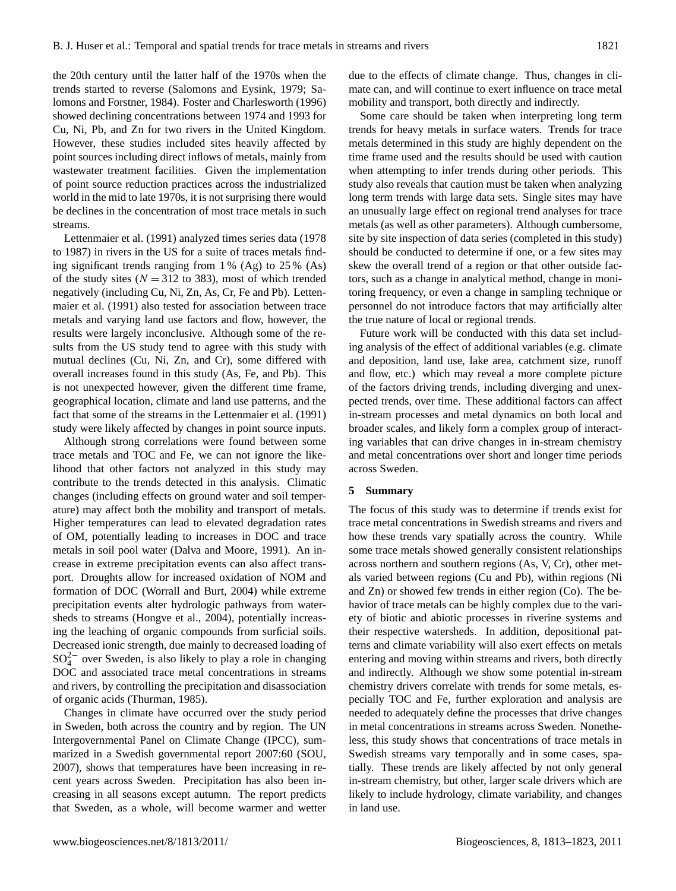the 20th century until the latter half of the 1970s when the trends started to reverse (Salomons and Eysink, 1979; Salomons and Forstner, 1984). Foster and Charlesworth (1996) showed declining concentrations between 1974 and 1993 for Cu, Ni, Pb, and Zn for two rivers in the United Kingdom. However, these studies included sites heavily affected by point sources including direct inflows of metals, mainly from wastewater treatment facilities. Given the implementation of point source reduction practices across the industrialized world in the mid to late 1970s, it is not surprising there would be declines in the concentration of most trace metals in such streams.

Lettenmaier et al. (1991) analyzed times series data (1978 to 1987) in rivers in the US for a suite of traces metals finding significant trends ranging from 1 % (Ag) to 25 % (As) of the study sites ($N = 312$ to 383), most of which trended negatively (including Cu, Ni, Zn, As, Cr, Fe and Pb). Lettenmaier et al. (1991) also tested for association between trace metals and varying land use factors and flow, however, the results were largely inconclusive. Although some of the results from the US study tend to agree with this study with mutual declines (Cu, Ni, Zn, and Cr), some differed with overall increases found in this study (As, Fe, and Pb). This is not unexpected however, given the different time frame, geographical location, climate and land use patterns, and the fact that some of the streams in the Lettenmaier et al. (1991) study were likely affected by changes in point source inputs.

Although strong correlations were found between some trace metals and TOC and Fe, we can not ignore the likelihood that other factors not analyzed in this study may contribute to the trends detected in this analysis. Climatic changes (including effects on ground water and soil temperature) may affect both the mobility and transport of metals. Higher temperatures can lead to elevated degradation rates of OM, potentially leading to increases in DOC and trace metals in soil pool water (Dalva and Moore, 1991). An increase in extreme precipitation events can also affect transport. Droughts allow for increased oxidation of NOM and formation of DOC (Worrall and Burt, 2004) while extreme precipitation events alter hydrologic pathways from watersheds to streams (Hongve et al., 2004), potentially increasing the leaching of organic compounds from surficial soils. Decreased ionic strength, due mainly to decreased loading of $SO_4^{2-}$ over Sweden, is also likely to play a role in changing DOC and associated trace metal concentrations in streams and rivers, by controlling the precipitation and disassociation of organic acids (Thurman, 1985).

Changes in climate have occurred over the study period in Sweden, both across the country and by region. The UN Intergovernmental Panel on Climate Change (IPCC), summarized in a Swedish governmental report 2007:60 (SOU, 2007), shows that temperatures have been increasing in recent years across Sweden. Precipitation has also been increasing in all seasons except autumn. The report predicts that Sweden, as a whole, will become warmer and wetter due to the effects of climate change. Thus, changes in climate can, and will continue to exert influence on trace metal mobility and transport, both directly and indirectly.

Some care should be taken when interpreting long term trends for heavy metals in surface waters. Trends for trace metals determined in this study are highly dependent on the time frame used and the results should be used with caution when attempting to infer trends during other periods. This study also reveals that caution must be taken when analyzing long term trends with large data sets. Single sites may have an unusually large effect on regional trend analyses for trace metals (as well as other parameters). Although cumbersome, site by site inspection of data series (completed in this study) should be conducted to determine if one, or a few sites may skew the overall trend of a region or that other outside factors, such as a change in analytical method, change in monitoring frequency, or even a change in sampling technique or personnel do not introduce factors that may artificially alter the true nature of local or regional trends.

Future work will be conducted with this data set including analysis of the effect of additional variables (e.g. climate and deposition, land use, lake area, catchment size, runoff and flow, etc.) which may reveal a more complete picture of the factors driving trends, including diverging and unexpected trends, over time. These additional factors can affect in-stream processes and metal dynamics on both local and broader scales, and likely form a complex group of interacting variables that can drive changes in in-stream chemistry and metal concentrations over short and longer time periods across Sweden.

## 5 Summary

The focus of this study was to determine if trends exist for trace metal concentrations in Swedish streams and rivers and how these trends vary spatially across the country. While some trace metals showed generally consistent relationships across northern and southern regions (As, V, Cr), other metals varied between regions (Cu and Pb), within regions (Ni and Zn) or showed few trends in either region (Co). The behavior of trace metals can be highly complex due to the variety of biotic and abiotic processes in riverine systems and their respective watersheds. In addition, depositional patterns and climate variability will also exert effects on metals entering and moving within streams and rivers, both directly and indirectly. Although we show some potential in-stream chemistry drivers correlate with trends for some metals, especially TOC and Fe, further exploration and analysis are needed to adequately define the processes that drive changes in metal concentrations in streams across Sweden. Nonetheless, this study shows that concentrations of trace metals in Swedish streams vary temporally and in some cases, spatially. These trends are likely affected by not only general in-stream chemistry, but other, larger scale drivers which are likely to include hydrology, climate variability, and changes in land use.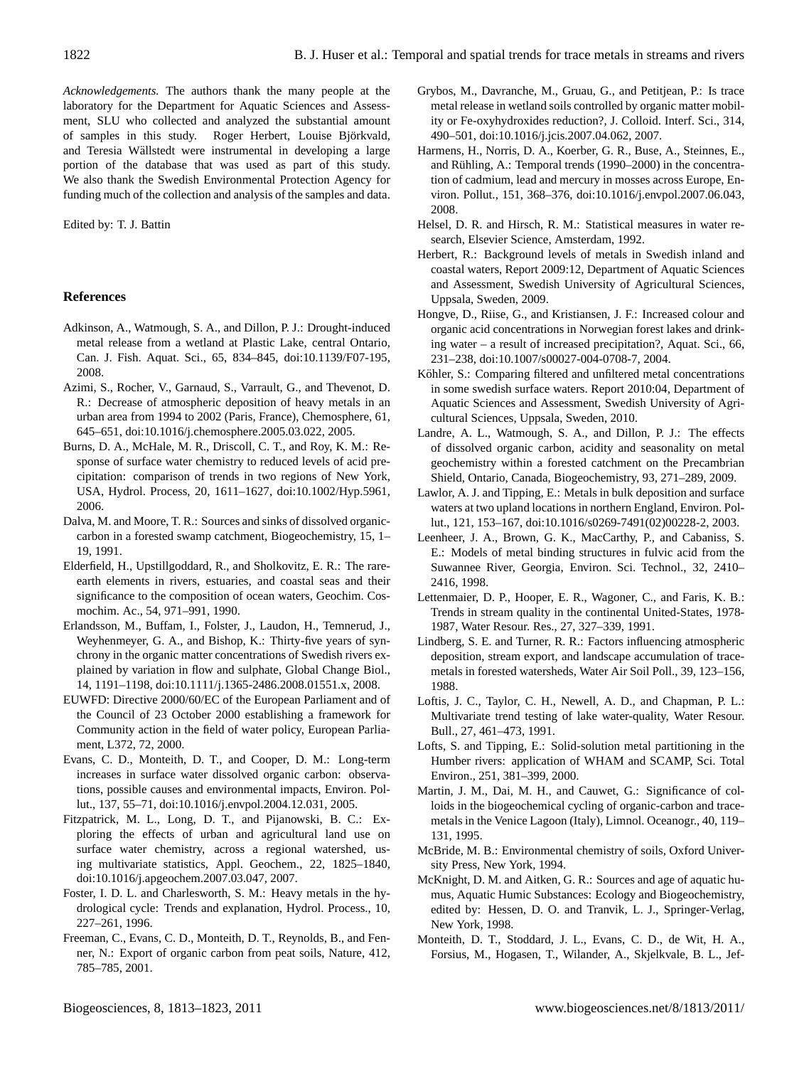*Acknowledgements.* The authors thank the many people at the laboratory for the Department for Aquatic Sciences and Assessment, SLU who collected and analyzed the substantial amount of samples in this study. Roger Herbert, Louise Björkvald, and Teresia Wällstedt were instrumental in developing a large portion of the database that was used as part of this study. We also thank the Swedish Environmental Protection Agency for funding much of the collection and analysis of the samples and data.

Edited by: T. J. Battin

## References

Adkinson, A., Watmough, S. A., and Dillon, P. J.: Drought-induced metal release from a wetland at Plastic Lake, central Ontario, Can. J. Fish. Aquat. Sci., 65, 834–845, doi:10.1139/F07-195, 2008.

Azimi, S., Rocher, V., Garnaud, S., Varrault, G., and Thevenot, D. R.: Decrease of atmospheric deposition of heavy metals in an urban area from 1994 to 2002 (Paris, France), Chemosphere, 61, 645–651, doi:10.1016/j.chemosphere.2005.03.022, 2005.

Burns, D. A., McHale, M. R., Driscoll, C. T., and Roy, K. M.: Response of surface water chemistry to reduced levels of acid precipitation: comparison of trends in two regions of New York, USA, Hydrol. Process, 20, 1611–1627, doi:10.1002/Hyp.5961, 2006.

Dalva, M. and Moore, T. R.: Sources and sinks of dissolved organic-carbon in a forested swamp catchment, Biogeochemistry, 15, 1–19, 1991.

Elderfield, H., Upstillgoddard, R., and Sholkovitz, E. R.: The rare-earth elements in rivers, estuaries, and coastal seas and their significance to the composition of ocean waters, Geochim. Cosmochim. Ac., 54, 971–991, 1990.

Erlandsson, M., Buffam, I., Folster, J., Laudon, H., Temnerud, J., Weyhenmeyer, G. A., and Bishop, K.: Thirty-five years of synchrony in the organic matter concentrations of Swedish rivers explained by variation in flow and sulphate, Global Change Biol., 14, 1191–1198, doi:10.1111/j.1365-2486.2008.01551.x, 2008.

EUWFD: Directive 2000/60/EC of the European Parliament and of the Council of 23 October 2000 establishing a framework for Community action in the field of water policy, European Parliament, L372, 72, 2000.

Evans, C. D., Monteith, D. T., and Cooper, D. M.: Long-term increases in surface water dissolved organic carbon: observations, possible causes and environmental impacts, Environ. Pollut., 137, 55–71, doi:10.1016/j.envpol.2004.12.031, 2005.

Fitzpatrick, M. L., Long, D. T., and Pijanowski, B. C.: Exploring the effects of urban and agricultural land use on surface water chemistry, across a regional watershed, using multivariate statistics, Appl. Geochem., 22, 1825–1840, doi:10.1016/j.apgeochem.2007.03.047, 2007.

Foster, I. D. L. and Charlesworth, S. M.: Heavy metals in the hydrological cycle: Trends and explanation, Hydrol. Process., 10, 227–261, 1996.

Freeman, C., Evans, C. D., Monteith, D. T., Reynolds, B., and Fenner, N.: Export of organic carbon from peat soils, Nature, 412, 785–785, 2001.

Grybos, M., Davranche, M., Gruau, G., and Petitjean, P.: Is trace metal release in wetland soils controlled by organic matter mobility or Fe-oxyhydroxides reduction?, J. Colloid. Interf. Sci., 314, 490–501, doi:10.1016/j.jcis.2007.04.062, 2007.

Harmens, H., Norris, D. A., Koerber, G. R., Buse, A., Steinnes, E., and Rühling, A.: Temporal trends (1990–2000) in the concentration of cadmium, lead and mercury in mosses across Europe, Environ. Pollut., 151, 368–376, doi:10.1016/j.envpol.2007.06.043, 2008.

Helsel, D. R. and Hirsch, R. M.: Statistical measures in water research, Elsevier Science, Amsterdam, 1992.

Herbert, R.: Background levels of metals in Swedish inland and coastal waters, Report 2009:12, Department of Aquatic Sciences and Assessment, Swedish University of Agricultural Sciences, Uppsala, Sweden, 2009.

Hongve, D., Riise, G., and Kristiansen, J. F.: Increased colour and organic acid concentrations in Norwegian forest lakes and drinking water – a result of increased precipitation?, Aquat. Sci., 66, 231–238, doi:10.1007/s00027-004-0708-7, 2004.

Köhler, S.: Comparing filtered and unfiltered metal concentrations in some swedish surface waters. Report 2010:04, Department of Aquatic Sciences and Assessment, Swedish University of Agricultural Sciences, Uppsala, Sweden, 2010.

Landre, A. L., Watmough, S. A., and Dillon, P. J.: The effects of dissolved organic carbon, acidity and seasonality on metal geochemistry within a forested catchment on the Precambrian Shield, Ontario, Canada, Biogeochemistry, 93, 271–289, 2009.

Lawlor, A. J. and Tipping, E.: Metals in bulk deposition and surface waters at two upland locations in northern England, Environ. Pollut., 121, 153–167, doi:10.1016/s0269-7491(02)00228-2, 2003.

Leenheer, J. A., Brown, G. K., MacCarthy, P., and Cabaniss, S. E.: Models of metal binding structures in fulvic acid from the Suwannee River, Georgia, Environ. Sci. Technol., 32, 2410–2416, 1998.

Lettenmaier, D. P., Hooper, E. R., Wagoner, C., and Faris, K. B.: Trends in stream quality in the continental United-States, 1978-1987, Water Resour. Res., 27, 327–339, 1991.

Lindberg, S. E. and Turner, R. R.: Factors influencing atmospheric deposition, stream export, and landscape accumulation of trace-metals in forested watersheds, Water Air Soil Poll., 39, 123–156, 1988.

Loftis, J. C., Taylor, C. H., Newell, A. D., and Chapman, P. L.: Multivariate trend testing of lake water-quality, Water Resour. Bull., 27, 461–473, 1991.

Lofts, S. and Tipping, E.: Solid-solution metal partitioning in the Humber rivers: application of WHAM and SCAMP, Sci. Total Environ., 251, 381–399, 2000.

Martin, J. M., Dai, M. H., and Cauwet, G.: Significance of colloids in the biogeochemical cycling of organic-carbon and trace-metals in the Venice Lagoon (Italy), Limnol. Oceanogr., 40, 119–131, 1995.

McBride, M. B.: Environmental chemistry of soils, Oxford University Press, New York, 1994.

McKnight, D. M. and Aitken, G. R.: Sources and age of aquatic humus, Aquatic Humic Substances: Ecology and Biogeochemistry, edited by: Hessen, D. O. and Tranvik, L. J., Springer-Verlag, New York, 1998.

Monteith, D. T., Stoddard, J. L., Evans, C. D., de Wit, H. A., Forsius, M., Hogasen, T., Wilander, A., Skjelkvale, B. L., Jef-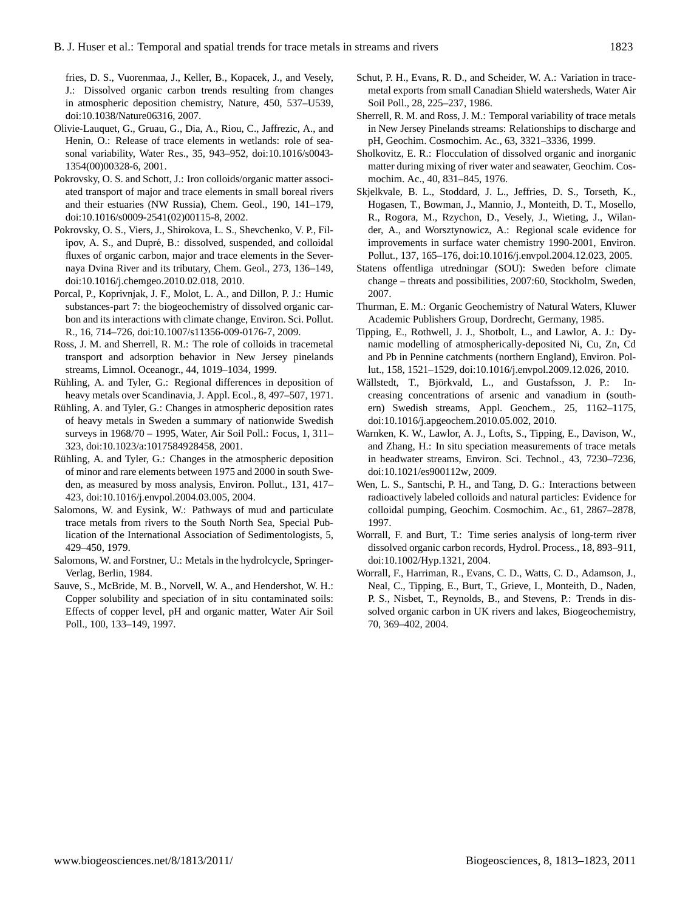fries, D. S., Vuorenmaa, J., Keller, B., Kopacek, J., and Vesely, J.: Dissolved organic carbon trends resulting from changes in atmospheric deposition chemistry, Nature, 450, 537–U539, doi:10.1038/Nature06316, 2007.

Olivie-Lauquet, G., Gruau, G., Dia, A., Riou, C., Jaffrezic, A., and Henin, O.: Release of trace elements in wetlands: role of seasonal variability, Water Res., 35, 943–952, doi:10.1016/s0043-1354(00)00328-6, 2001.

Pokrovsky, O. S. and Schott, J.: Iron colloids/organic matter associated transport of major and trace elements in small boreal rivers and their estuaries (NW Russia), Chem. Geol., 190, 141–179, doi:10.1016/s0009-2541(02)00115-8, 2002.

Pokrovsky, O. S., Viers, J., Shirokova, L. S., Shevchenko, V. P., Filipov, A. S., and Dupré, B.: dissolved, suspended, and colloidal fluxes of organic carbon, major and trace elements in the Severnaya Dvina River and its tributary, Chem. Geol., 273, 136–149, doi:10.1016/j.chemgeo.2010.02.018, 2010.

Porcal, P., Koprivnjak, J. F., Molot, L. A., and Dillon, P. J.: Humic substances-part 7: the biogeochemistry of dissolved organic carbon and its interactions with climate change, Environ. Sci. Pollut. R., 16, 714–726, doi:10.1007/s11356-009-0176-7, 2009.

Ross, J. M. and Sherrell, R. M.: The role of colloids in tracemetal transport and adsorption behavior in New Jersey pinelands streams, Limnol. Oceanogr., 44, 1019–1034, 1999.

Rühling, A. and Tyler, G.: Regional differences in deposition of heavy metals over Scandinavia, J. Appl. Ecol., 8, 497–507, 1971.

Rühling, A. and Tyler, G.: Changes in atmospheric deposition rates of heavy metals in Sweden a summary of nationwide Swedish surveys in 1968/70 – 1995, Water, Air Soil Poll.: Focus, 1, 311–323, doi:10.1023/a:1017584928458, 2001.

Rühling, A. and Tyler, G.: Changes in the atmospheric deposition of minor and rare elements between 1975 and 2000 in south Sweden, as measured by moss analysis, Environ. Pollut., 131, 417–423, doi:10.1016/j.envpol.2004.03.005, 2004.

Salomons, W. and Eysink, W.: Pathways of mud and particulate trace metals from rivers to the South North Sea, Special Publication of the International Association of Sedimentologists, 5, 429–450, 1979.

Salomons, W. and Forstner, U.: Metals in the hydrolcycle, Springer-Verlag, Berlin, 1984.

Sauve, S., McBride, M. B., Norvell, W. A., and Hendershot, W. H.: Copper solubility and speciation of in situ contaminated soils: Effects of copper level, pH and organic matter, Water Air Soil Poll., 100, 133–149, 1997.

Schut, P. H., Evans, R. D., and Scheider, W. A.: Variation in tracemetal exports from small Canadian Shield watersheds, Water Air Soil Poll., 28, 225–237, 1986.

Sherrell, R. M. and Ross, J. M.: Temporal variability of trace metals in New Jersey Pinelands streams: Relationships to discharge and pH, Geochim. Cosmochim. Ac., 63, 3321–3336, 1999.

Sholkovitz, E. R.: Flocculation of dissolved organic and inorganic matter during mixing of river water and seawater, Geochim. Cosmochim. Ac., 40, 831–845, 1976.

Skjelkvale, B. L., Stoddard, J. L., Jeffries, D. S., Torseth, K., Hogasen, T., Bowman, J., Mannio, J., Monteith, D. T., Mosello, R., Rogora, M., Rzychon, D., Vesely, J., Wieting, J., Wilander, A., and Worsztynowicz, A.: Regional scale evidence for improvements in surface water chemistry 1990-2001, Environ. Pollut., 137, 165–176, doi:10.1016/j.envpol.2004.12.023, 2005.

Statens offentliga utredningar (SOU): Sweden before climate change – threats and possibilities, 2007:60, Stockholm, Sweden, 2007.

Thurman, E. M.: Organic Geochemistry of Natural Waters, Kluwer Academic Publishers Group, Dordrecht, Germany, 1985.

Tipping, E., Rothwell, J. J., Shotbolt, L., and Lawlor, A. J.: Dynamic modelling of atmospherically-deposited Ni, Cu, Zn, Cd and Pb in Pennine catchments (northern England), Environ. Pollut., 158, 1521–1529, doi:10.1016/j.envpol.2009.12.026, 2010.

Wällstedt, T., Björkvald, L., and Gustafsson, J. P.: Increasing concentrations of arsenic and vanadium in (southern) Swedish streams, Appl. Geochem., 25, 1162–1175, doi:10.1016/j.apgeochem.2010.05.002, 2010.

Warnken, K. W., Lawlor, A. J., Lofts, S., Tipping, E., Davison, W., and Zhang, H.: In situ speciation measurements of trace metals in headwater streams, Environ. Sci. Technol., 43, 7230–7236, doi:10.1021/es900112w, 2009.

Wen, L. S., Santschi, P. H., and Tang, D. G.: Interactions between radioactively labeled colloids and natural particles: Evidence for colloidal pumping, Geochim. Cosmochim. Ac., 61, 2867–2878, 1997.

Worrall, F. and Burt, T.: Time series analysis of long-term river dissolved organic carbon records, Hydrol. Process., 18, 893–911, doi:10.1002/Hyp.1321, 2004.

Worrall, F., Harriman, R., Evans, C. D., Watts, C. D., Adamson, J., Neal, C., Tipping, E., Burt, T., Grieve, I., Monteith, D., Naden, P. S., Nisbet, T., Reynolds, B., and Stevens, P.: Trends in dissolved organic carbon in UK rivers and lakes, Biogeochemistry, 70, 369–402, 2004.